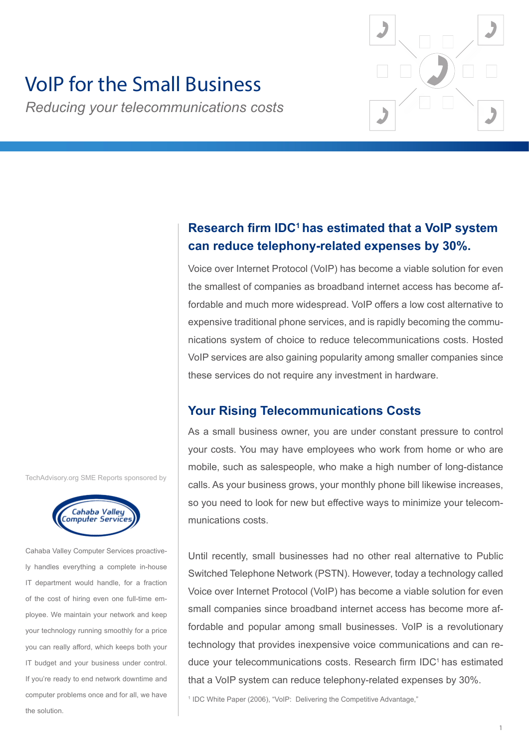# VoIP for the Small Business

*Reducing your telecommunications costs*

## Research firm IDC[1] has estimated that a VoIP system can reduce telephony-related expenses by 30%.

Voice over Internet Protocol (VoIP) has become a viable solution for even the smallest of companies as broadband internet access has become affordable and much more widespread. VoIP offers a low cost alternative to expensive traditional phone services, and is rapidly becoming the communications system of choice to reduce telecommunications costs. Hosted VoIP services are also gaining popularity among smaller companies since these services do not require any investment in hardware.

## Your Rising Telecommunications Costs

As a small business owner, you are under constant pressure to control your costs. You may have employees who work from home or who are mobile, such as salespeople, who make a high number of long-distance calls. As your business grows, your monthly phone bill likewise increases, so you need to look for new but effective ways to minimize your telecommunications costs.

Until recently, small businesses had no other real alternative to Public Switched Telephone Network (PSTN). However, today a technology called Voice over Internet Protocol (VoIP) has become a viable solution for even small companies since broadband internet access has become more affordable and popular among small businesses. VoIP is a revolutionary technology that provides inexpensive voice communications and can reduce your telecommunications costs. Research firm IDC[1] has estimated that a VoIP system can reduce telephony-related expenses by 30%.

[1] IDC White Paper (2006), "VoIP: Delivering the Competitive Advantage,"

TechAdvisory.org SME Reports sponsored by

Cahaba Valley Computer Services

Cahaba Valley Computer Services proactively handles everything a complete in-house IT department would handle, for a fraction of the cost of hiring even one full-time employee. We maintain your network and keep your technology running smoothly for a price you can really afford, which keeps both your IT budget and your business under control. If you're ready to end network downtime and computer problems once and for all, we have the solution.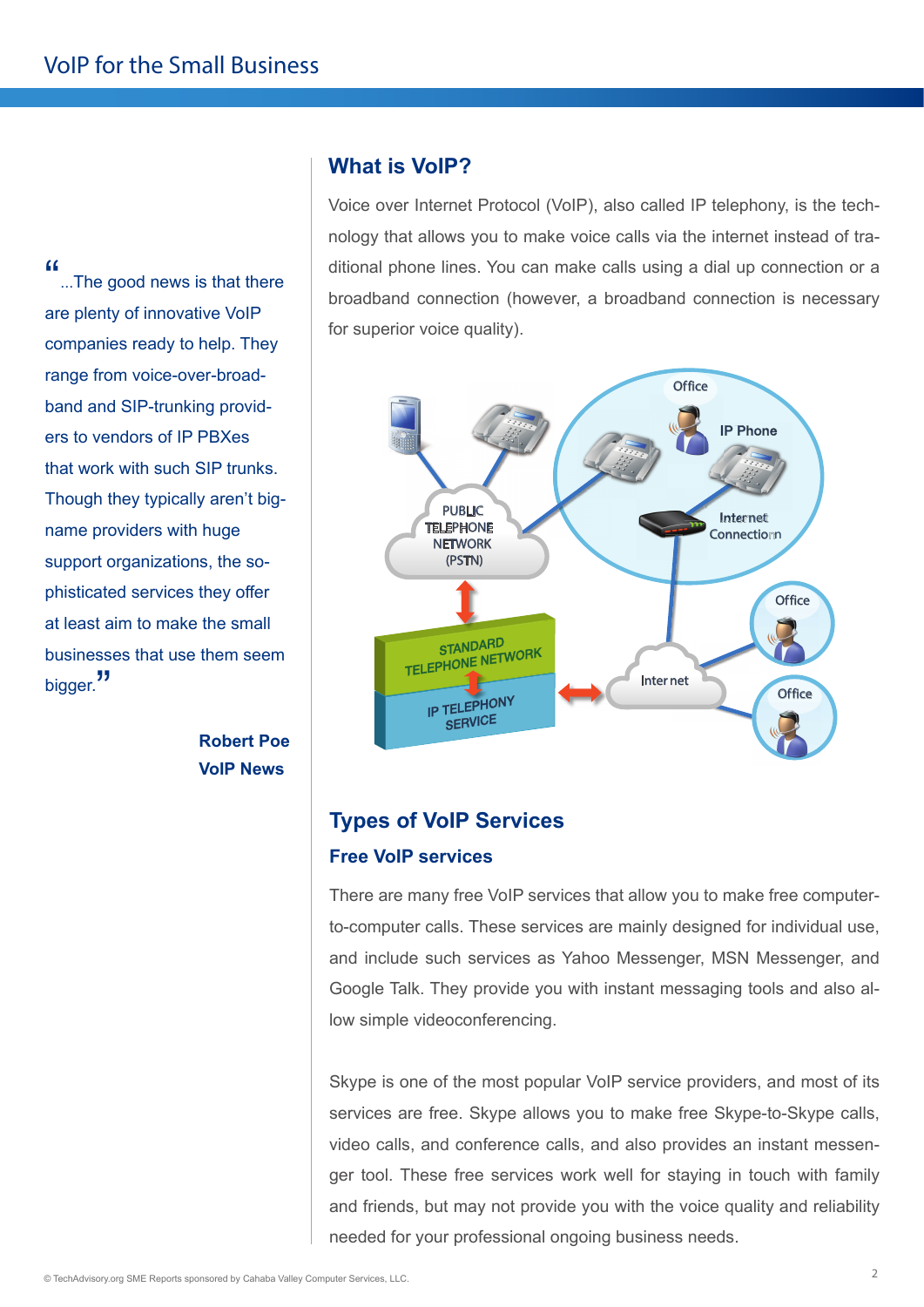> “...The good news is that there are plenty of innovative VoIP companies ready to help. They range from voice-over-broadband and SIP-trunking providers to vendors of IP PBXes that work with such SIP trunks. Though they typically aren’t big-name providers with huge support organizations, the sophisticated services they offer at least aim to make the small businesses that use them seem bigger.”
>
> **Robert Poe**
> **VoIP News**

## What is VoIP?

Voice over Internet Protocol (VoIP), also called IP telephony, is the technology that allows you to make voice calls via the internet instead of traditional phone lines. You can make calls using a dial up connection or a broadband connection (however, a broadband connection is necessary for superior voice quality).

## Types of VoIP Services

### Free VoIP services

There are many free VoIP services that allow you to make free computer-to-computer calls. These services are mainly designed for individual use, and include such services as Yahoo Messenger, MSN Messenger, and Google Talk. They provide you with instant messaging tools and also allow simple videoconferencing.

Skype is one of the most popular VoIP service providers, and most of its services are free. Skype allows you to make free Skype-to-Skype calls, video calls, and conference calls, and also provides an instant messenger tool. These free services work well for staying in touch with family and friends, but may not provide you with the voice quality and reliability needed for your professional ongoing business needs.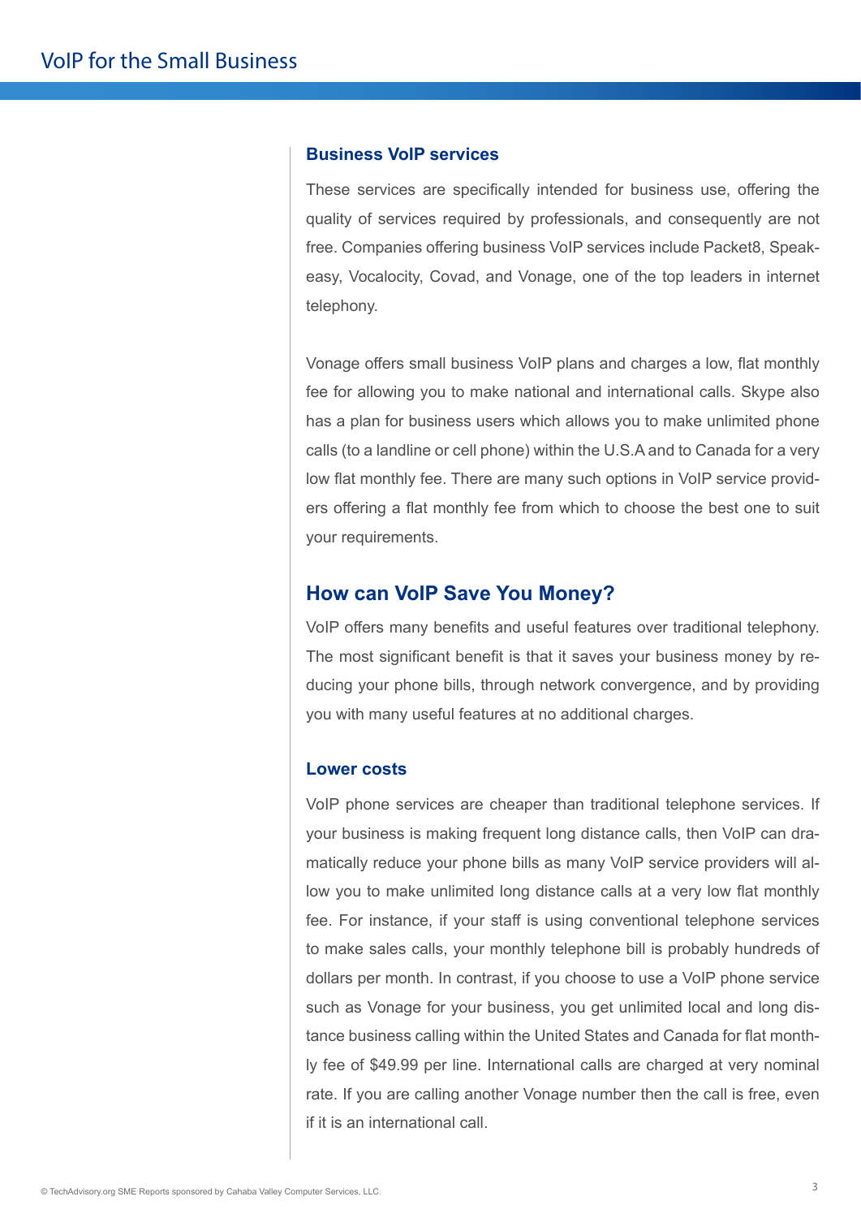### Business VoIP services

These services are specifically intended for business use, offering the quality of services required by professionals, and consequently are not free. Companies offering business VoIP services include Packet8, Speakeasy, Vocalocity, Covad, and Vonage, one of the top leaders in internet telephony.

Vonage offers small business VoIP plans and charges a low, flat monthly fee for allowing you to make national and international calls. Skype also has a plan for business users which allows you to make unlimited phone calls (to a landline or cell phone) within the U.S.A and to Canada for a very low flat monthly fee. There are many such options in VoIP service providers offering a flat monthly fee from which to choose the best one to suit your requirements.

## How can VoIP Save You Money?

VoIP offers many benefits and useful features over traditional telephony. The most significant benefit is that it saves your business money by reducing your phone bills, through network convergence, and by providing you with many useful features at no additional charges.

### Lower costs

VoIP phone services are cheaper than traditional telephone services. If your business is making frequent long distance calls, then VoIP can dramatically reduce your phone bills as many VoIP service providers will allow you to make unlimited long distance calls at a very low flat monthly fee. For instance, if your staff is using conventional telephone services to make sales calls, your monthly telephone bill is probably hundreds of dollars per month. In contrast, if you choose to use a VoIP phone service such as Vonage for your business, you get unlimited local and long distance business calling within the United States and Canada for flat monthly fee of $49.99 per line. International calls are charged at very nominal rate. If you are calling another Vonage number then the call is free, even if it is an international call.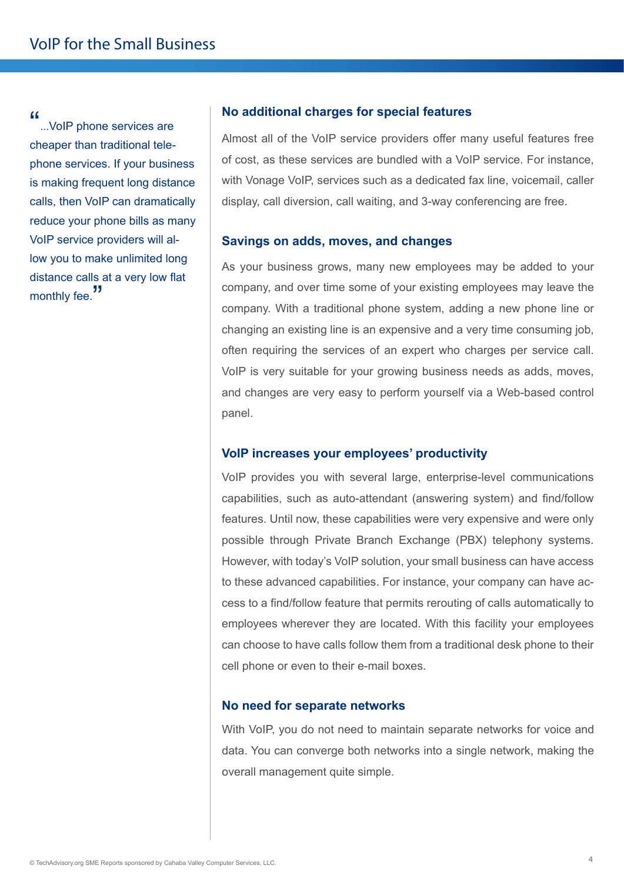> "...VoIP phone services are cheaper than traditional telephone services. If your business is making frequent long distance calls, then VoIP can dramatically reduce your phone bills as many VoIP service providers will allow you to make unlimited long distance calls at a very low flat monthly fee."

### No additional charges for special features

Almost all of the VoIP service providers offer many useful features free of cost, as these services are bundled with a VoIP service. For instance, with Vonage VoIP, services such as a dedicated fax line, voicemail, caller display, call diversion, call waiting, and 3-way conferencing are free.

### Savings on adds, moves, and changes

As your business grows, many new employees may be added to your company, and over time some of your existing employees may leave the company. With a traditional phone system, adding a new phone line or changing an existing line is an expensive and a very time consuming job, often requiring the services of an expert who charges per service call. VoIP is very suitable for your growing business needs as adds, moves, and changes are very easy to perform yourself via a Web-based control panel.

### VoIP increases your employees' productivity

VoIP provides you with several large, enterprise-level communications capabilities, such as auto-attendant (answering system) and find/follow features. Until now, these capabilities were very expensive and were only possible through Private Branch Exchange (PBX) telephony systems. However, with today's VoIP solution, your small business can have access to these advanced capabilities. For instance, your company can have access to a find/follow feature that permits rerouting of calls automatically to employees wherever they are located. With this facility your employees can choose to have calls follow them from a traditional desk phone to their cell phone or even to their e-mail boxes.

### No need for separate networks

With VoIP, you do not need to maintain separate networks for voice and data. You can converge both networks into a single network, making the overall management quite simple.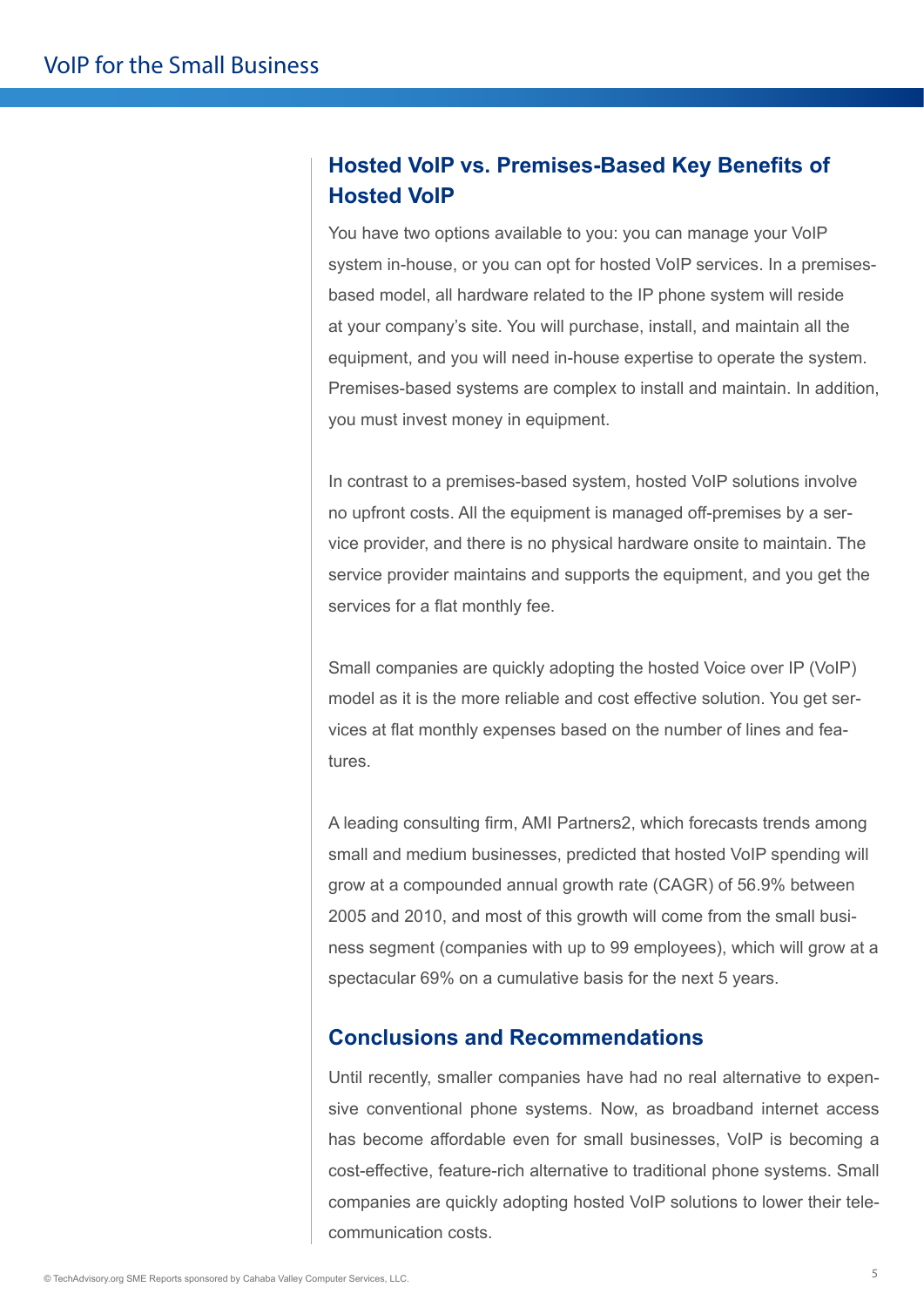## Hosted VoIP vs. Premises-Based Key Benefits of Hosted VoIP

You have two options available to you: you can manage your VoIP system in-house, or you can opt for hosted VoIP services. In a premises-based model, all hardware related to the IP phone system will reside at your company's site. You will purchase, install, and maintain all the equipment, and you will need in-house expertise to operate the system. Premises-based systems are complex to install and maintain. In addition, you must invest money in equipment.

In contrast to a premises-based system, hosted VoIP solutions involve no upfront costs. All the equipment is managed off-premises by a service provider, and there is no physical hardware onsite to maintain. The service provider maintains and supports the equipment, and you get the services for a flat monthly fee.

Small companies are quickly adopting the hosted Voice over IP (VoIP) model as it is the more reliable and cost effective solution. You get services at flat monthly expenses based on the number of lines and features.

A leading consulting firm, AMI Partners2, which forecasts trends among small and medium businesses, predicted that hosted VoIP spending will grow at a compounded annual growth rate (CAGR) of 56.9% between 2005 and 2010, and most of this growth will come from the small business segment (companies with up to 99 employees), which will grow at a spectacular 69% on a cumulative basis for the next 5 years.

## Conclusions and Recommendations

Until recently, smaller companies have had no real alternative to expensive conventional phone systems. Now, as broadband internet access has become affordable even for small businesses, VoIP is becoming a cost-effective, feature-rich alternative to traditional phone systems. Small companies are quickly adopting hosted VoIP solutions to lower their telecommunication costs.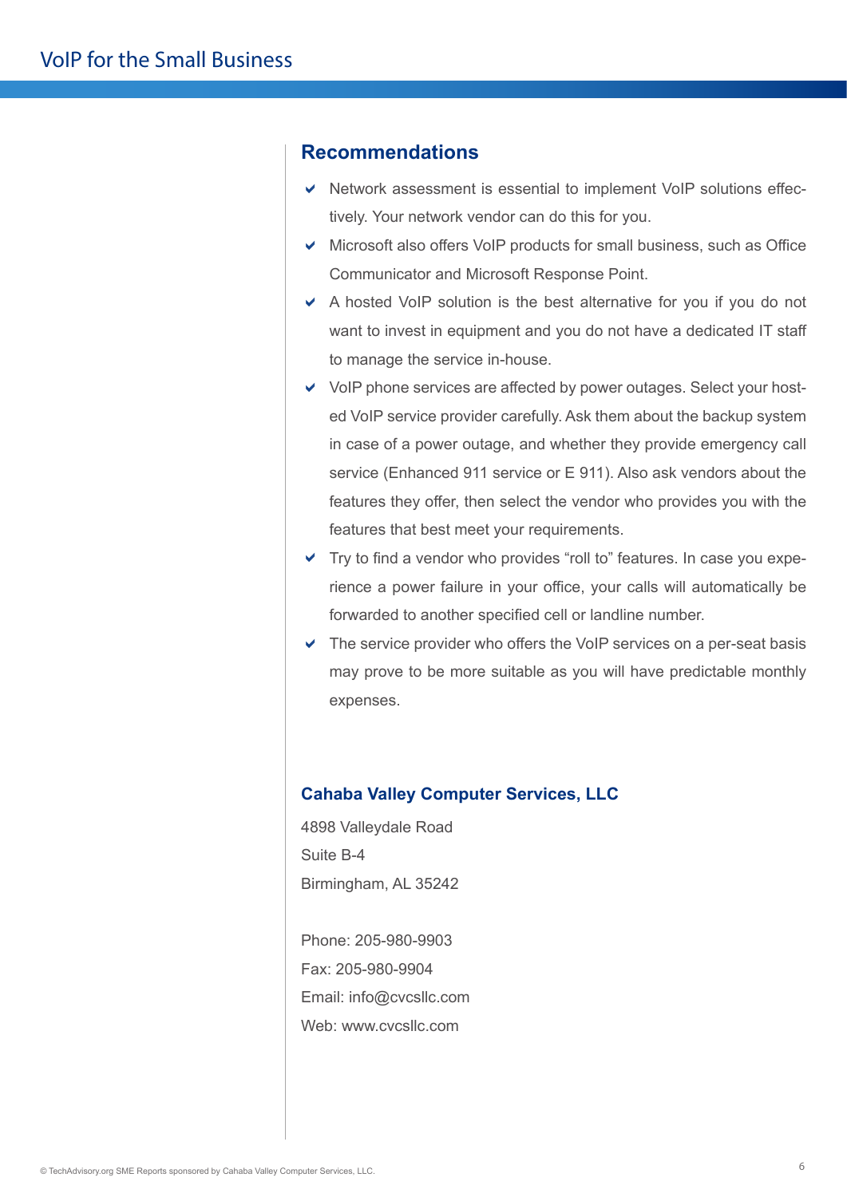## Recommendations

- Network assessment is essential to implement VoIP solutions effectively. Your network vendor can do this for you.
- Microsoft also offers VoIP products for small business, such as Office Communicator and Microsoft Response Point.
- A hosted VoIP solution is the best alternative for you if you do not want to invest in equipment and you do not have a dedicated IT staff to manage the service in-house.
- VoIP phone services are affected by power outages. Select your hosted VoIP service provider carefully. Ask them about the backup system in case of a power outage, and whether they provide emergency call service (Enhanced 911 service or E 911). Also ask vendors about the features they offer, then select the vendor who provides you with the features that best meet your requirements.
- Try to find a vendor who provides "roll to" features. In case you experience a power failure in your office, your calls will automatically be forwarded to another specified cell or landline number.
- The service provider who offers the VoIP services on a per-seat basis may prove to be more suitable as you will have predictable monthly expenses.

### Cahaba Valley Computer Services, LLC

4898 Valleydale Road
Suite B-4
Birmingham, AL 35242

Phone: 205-980-9903
Fax: 205-980-9904
Email: info@cvcsllc.com
Web: www.cvcsllc.com